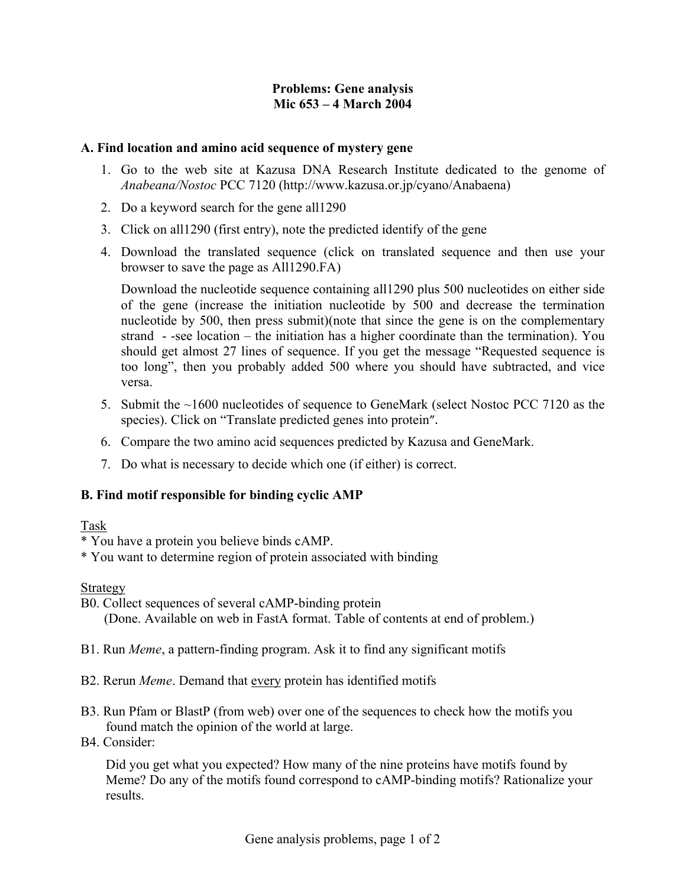# Problems: Gene analysis
## Mic 653 – 4 March 2004

### A. Find location and amino acid sequence of mystery gene

1. Go to the web site at Kazusa DNA Research Institute dedicated to the genome of *Anabeana/Nostoc* PCC 7120 (http://www.kazusa.or.jp/cyano/Anabaena)
2. Do a keyword search for the gene all1290
3. Click on all1290 (first entry), note the predicted identify of the gene
4. Download the translated sequence (click on translated sequence and then use your browser to save the page as All1290.FA)

   Download the nucleotide sequence containing all1290 plus 500 nucleotides on either side of the gene (increase the initiation nucleotide by 500 and decrease the termination nucleotide by 500, then press submit)(note that since the gene is on the complementary strand - -see location – the initiation has a higher coordinate than the termination). You should get almost 27 lines of sequence. If you get the message "Requested sequence is too long", then you probably added 500 where you should have subtracted, and vice versa.
5. Submit the ~1600 nucleotides of sequence to GeneMark (select Nostoc PCC 7120 as the species). Click on "Translate predicted genes into protein".
6. Compare the two amino acid sequences predicted by Kazusa and GeneMark.
7. Do what is necessary to decide which one (if either) is correct.

### B. Find motif responsible for binding cyclic AMP

<u>Task</u>

* You have a protein you believe binds cAMP.
* You want to determine region of protein associated with binding

<u>Strategy</u>

B0. Collect sequences of several cAMP-binding protein
(Done. Available on web in FastA format. Table of contents at end of problem.)

B1. Run *Meme*, a pattern-finding program. Ask it to find any significant motifs

B2. Rerun *Meme*. Demand that <u>every</u> protein has identified motifs

B3. Run Pfam or BlastP (from web) over one of the sequences to check how the motifs you found match the opinion of the world at large.

B4. Consider:

Did you get what you expected? How many of the nine proteins have motifs found by Meme? Do any of the motifs found correspond to cAMP-binding motifs? Rationalize your results.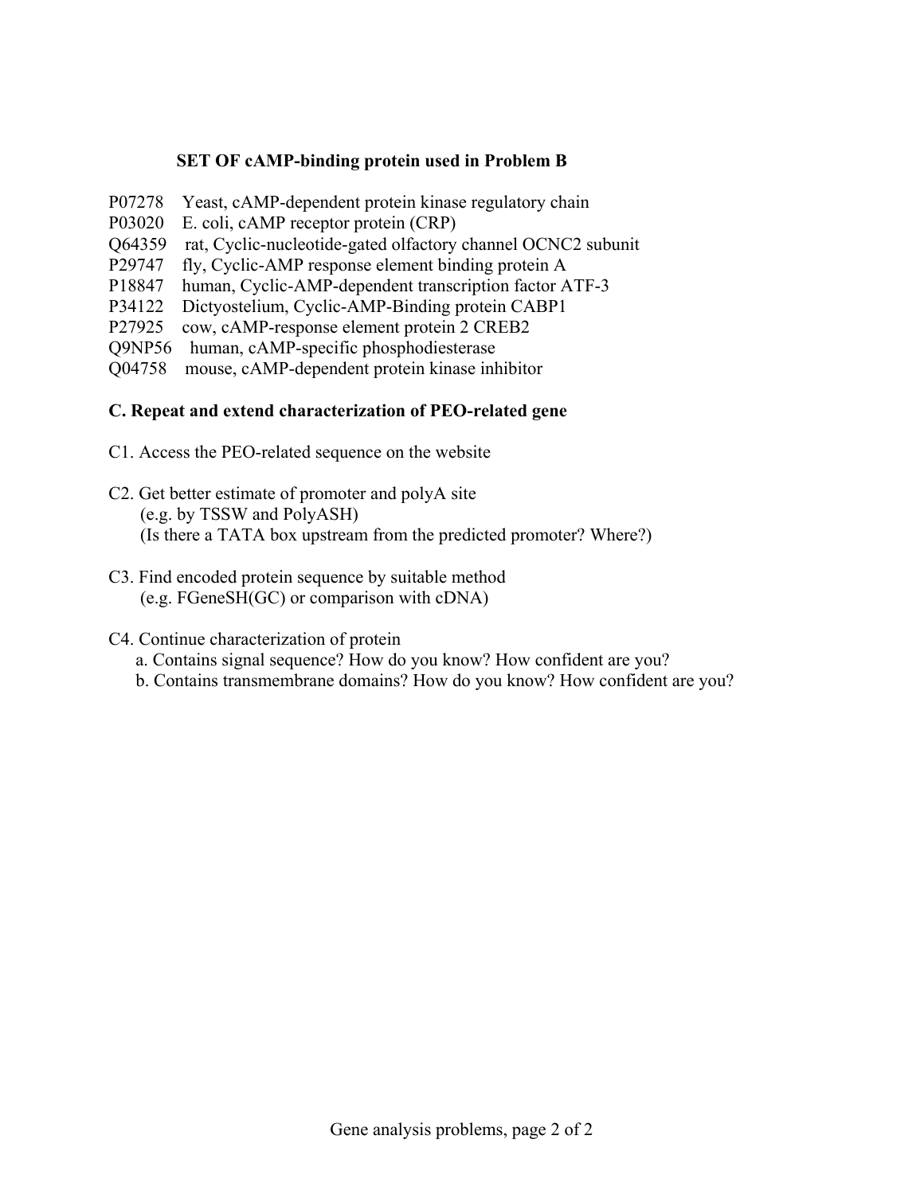**SET OF cAMP-binding protein used in Problem B**

P07278 Yeast, cAMP-dependent protein kinase regulatory chain
P03020 E. coli, cAMP receptor protein (CRP)
Q64359 rat, Cyclic-nucleotide-gated olfactory channel OCNC2 subunit
P29747 fly, Cyclic-AMP response element binding protein A
P18847 human, Cyclic-AMP-dependent transcription factor ATF-3
P34122 Dictyostelium, Cyclic-AMP-Binding protein CABP1
P27925 cow, cAMP-response element protein 2 CREB2
Q9NP56 human, cAMP-specific phosphodiesterase
Q04758 mouse, cAMP-dependent protein kinase inhibitor

## C. Repeat and extend characterization of PEO-related gene

C1. Access the PEO-related sequence on the website

C2. Get better estimate of promoter and polyA site
(e.g. by TSSW and PolyASH)
(Is there a TATA box upstream from the predicted promoter? Where?)

C3. Find encoded protein sequence by suitable method
(e.g. FGeneSH(GC) or comparison with cDNA)

C4. Continue characterization of protein
a. Contains signal sequence? How do you know? How confident are you?
b. Contains transmembrane domains? How do you know? How confident are you?